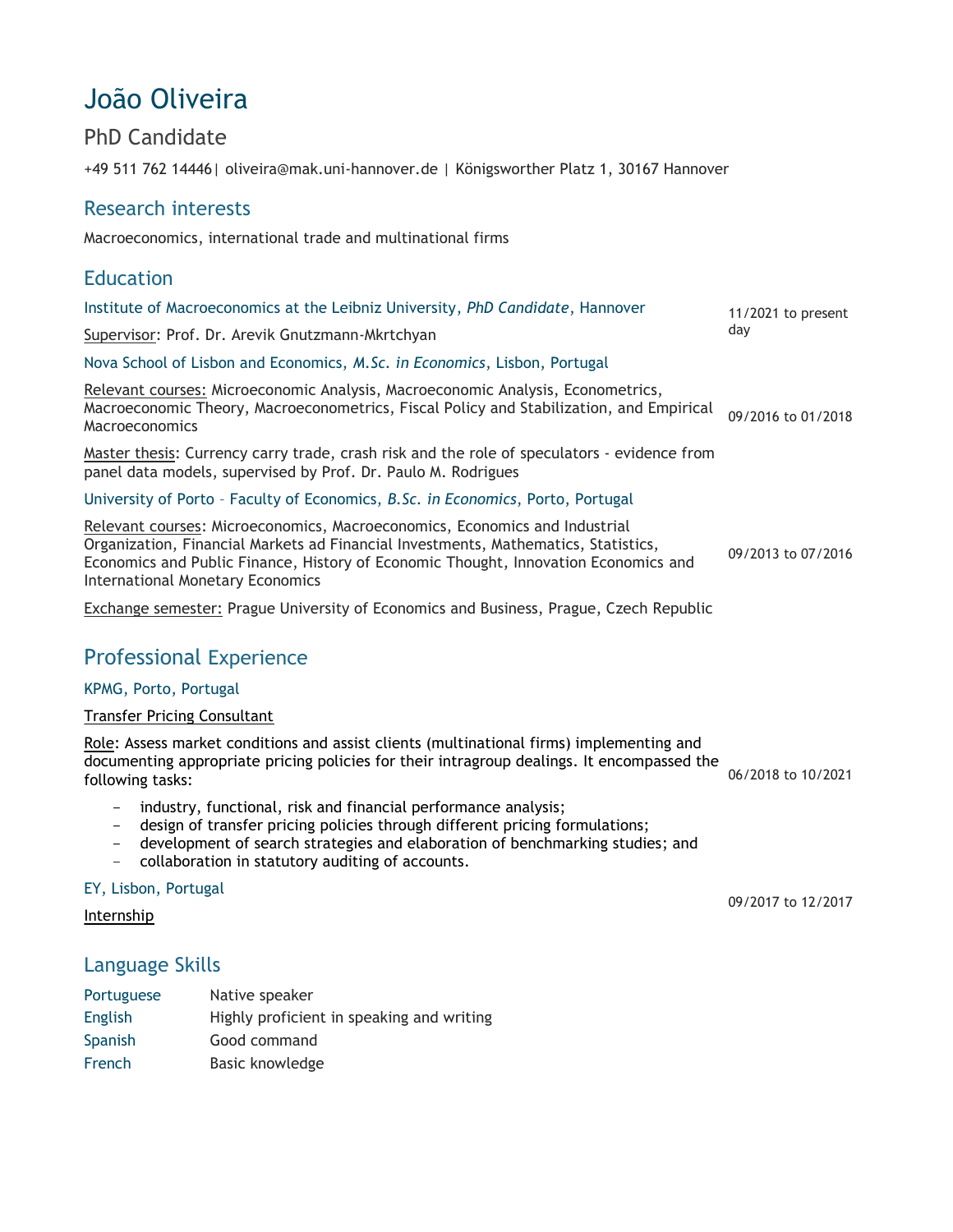# João Oliveira

## PhD Candidate

+49 511 762 14446| oliveira@mak.uni-hannover.de | Königsworther Platz 1, 30167 Hannover

## Research interests

Macroeconomics, international trade and multinational firms

## Education

Institute of Macroeconomics at the Leibniz University, *PhD Candidate*, Hannover — 11/2021 to present day

Supervisor: Prof. Dr. Arevik Gnutzmann-Mkrtchyan

Nova School of Lisbon and Economics, *M.Sc. in Economics*, Lisbon, Portugal — 09/2016 to 01/2018

Relevant courses: Microeconomic Analysis, Macroeconomic Analysis, Econometrics, Macroeconomic Theory, Macroeconometrics, Fiscal Policy and Stabilization, and Empirical Macroeconomics

Master thesis: Currency carry trade, crash risk and the role of speculators - evidence from panel data models, supervised by Prof. Dr. Paulo M. Rodrigues

University of Porto – Faculty of Economics, *B.Sc. in Economics*, Porto, Portugal — 09/2013 to 07/2016

Relevant courses: Microeconomics, Macroeconomics, Economics and Industrial Organization, Financial Markets ad Financial Investments, Mathematics, Statistics, Economics and Public Finance, History of Economic Thought, Innovation Economics and International Monetary Economics

Exchange semester: Prague University of Economics and Business, Prague, Czech Republic

## Professional Experience

KPMG, Porto, Portugal — 06/2018 to 10/2021

Transfer Pricing Consultant

Role: Assess market conditions and assist clients (multinational firms) implementing and documenting appropriate pricing policies for their intragroup dealings. It encompassed the following tasks:

- industry, functional, risk and financial performance analysis;
- design of transfer pricing policies through different pricing formulations;
- development of search strategies and elaboration of benchmarking studies; and
- collaboration in statutory auditing of accounts.

EY, Lisbon, Portugal — 09/2017 to 12/2017

Internship

## Language Skills

| | |
|---|---|
| Portuguese | Native speaker |
| English | Highly proficient in speaking and writing |
| Spanish | Good command |
| French | Basic knowledge |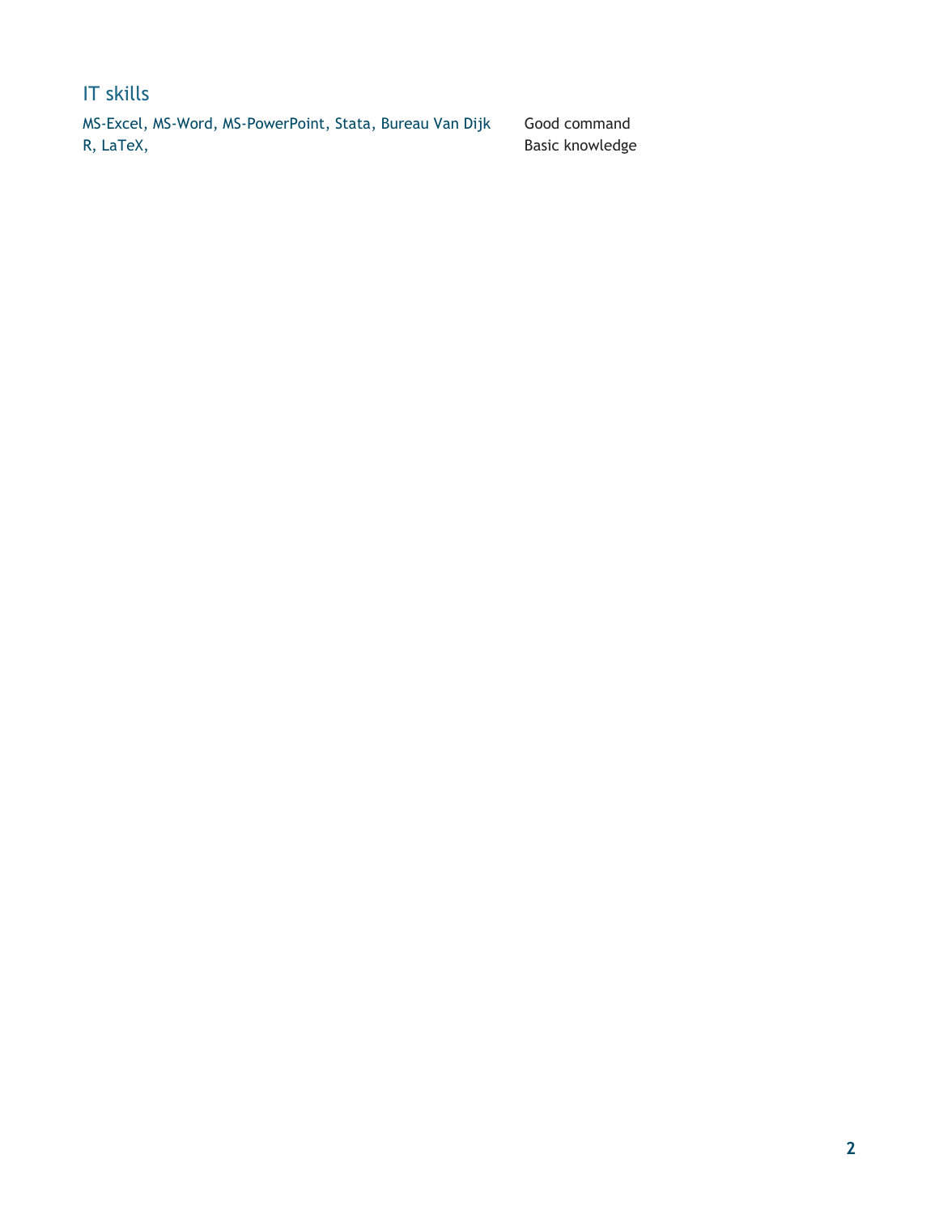## IT skills

| | |
|---|---|
| MS-Excel, MS-Word, MS-PowerPoint, Stata, Bureau Van Dijk | Good command |
| R, LaTeX, | Basic knowledge |